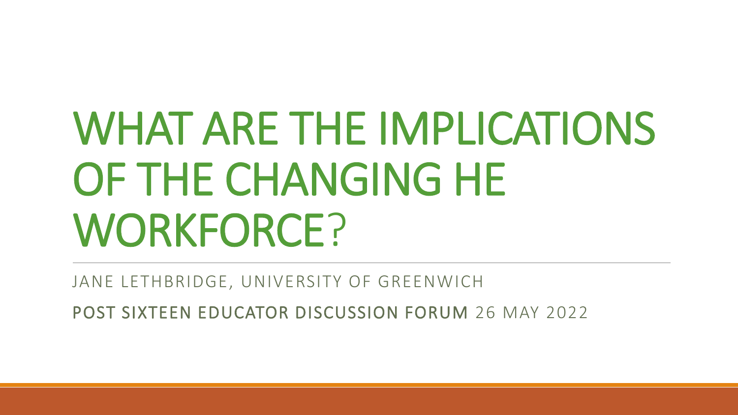# WHAT ARE THE IMPLICATIONS OF THE CHANGING HE WORKFORCE?

JANE LETHBRIDGE, UNIVERSITY OF GREENWICH

POST SIXTEEN EDUCATOR DISCUSSION FORUM 26 MAY 2022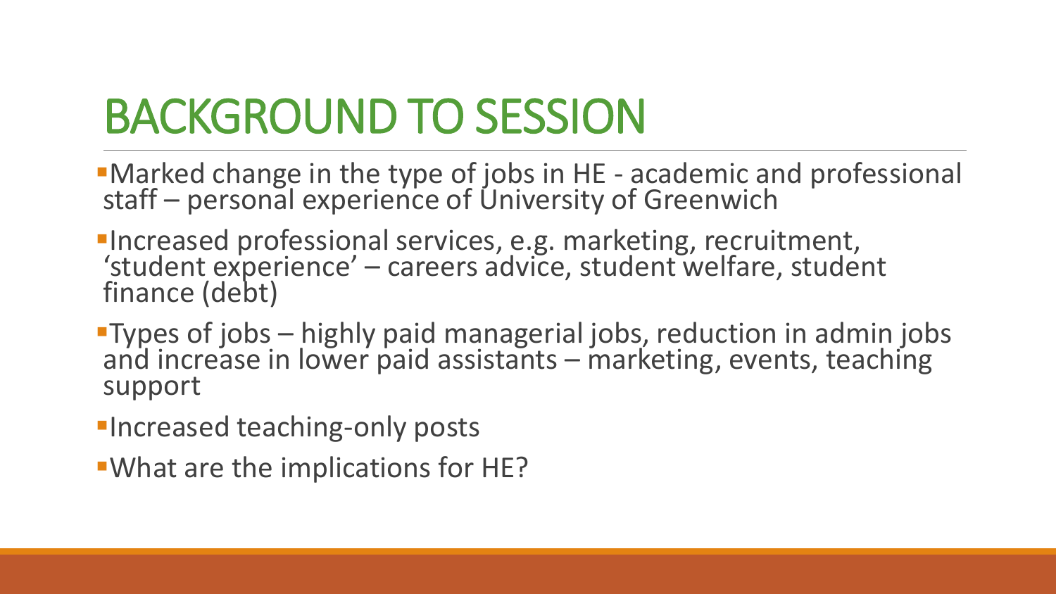# BACKGROUND TO SESSION

- Marked change in the type of jobs in HE - academic and professional staff – personal experience of University of Greenwich
- Increased professional services, e.g. marketing, recruitment, 'student experience' – careers advice, student welfare, student finance (debt)
- Types of jobs – highly paid managerial jobs, reduction in admin jobs and increase in lower paid assistants – marketing, events, teaching support
- Increased teaching-only posts
- What are the implications for HE?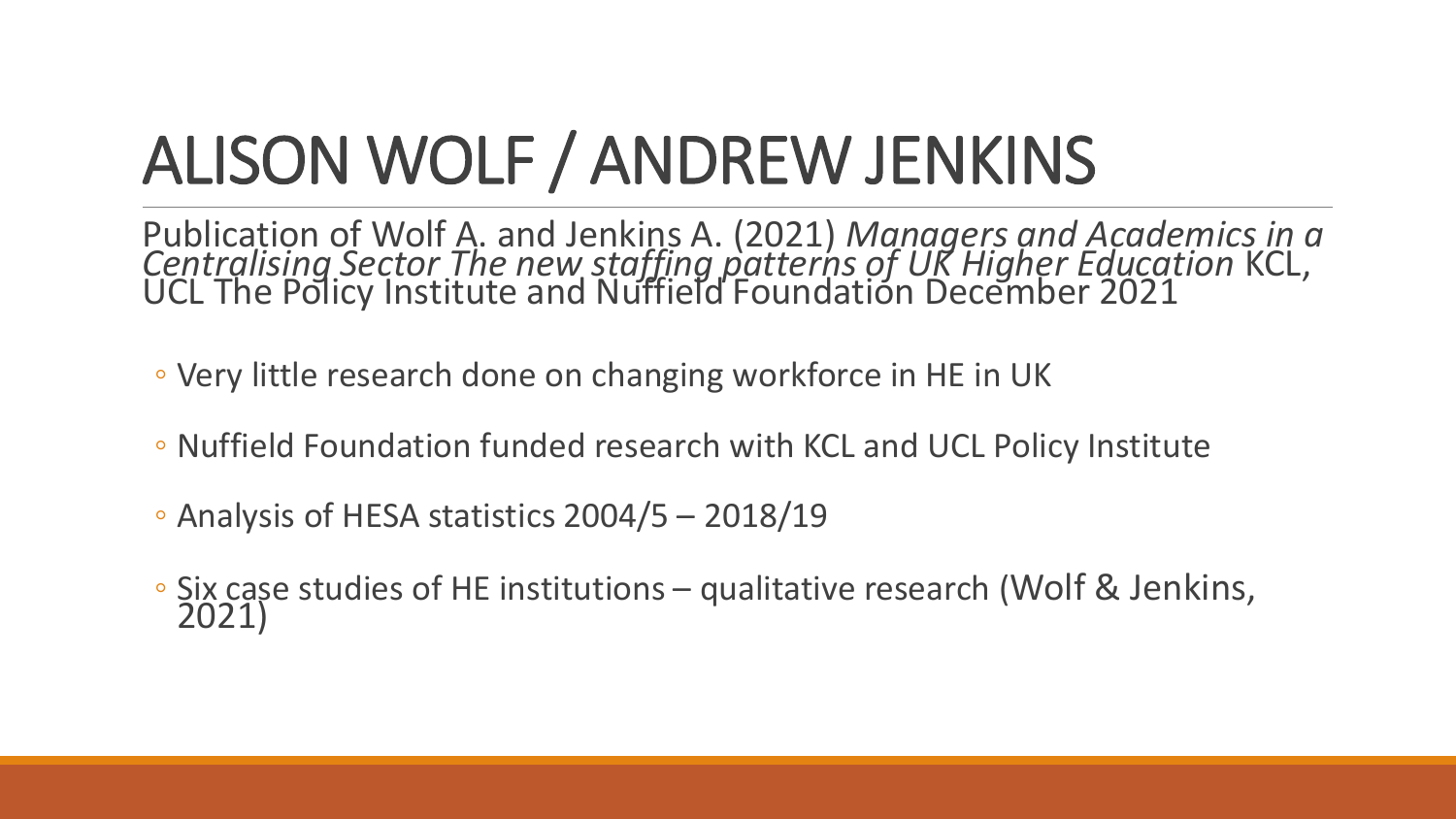# ALISON WOLF / ANDREW JENKINS

Publication of Wolf A. and Jenkins A. (2021) *Managers and Academics in a Centralising Sector The new staffing patterns of UK Higher Education* KCL, UCL The Policy Institute and Nuffield Foundation December 2021

- Very little research done on changing workforce in HE in UK
- Nuffield Foundation funded research with KCL and UCL Policy Institute
- Analysis of HESA statistics 2004/5 – 2018/19
- Six case studies of HE institutions – qualitative research (Wolf & Jenkins, 2021)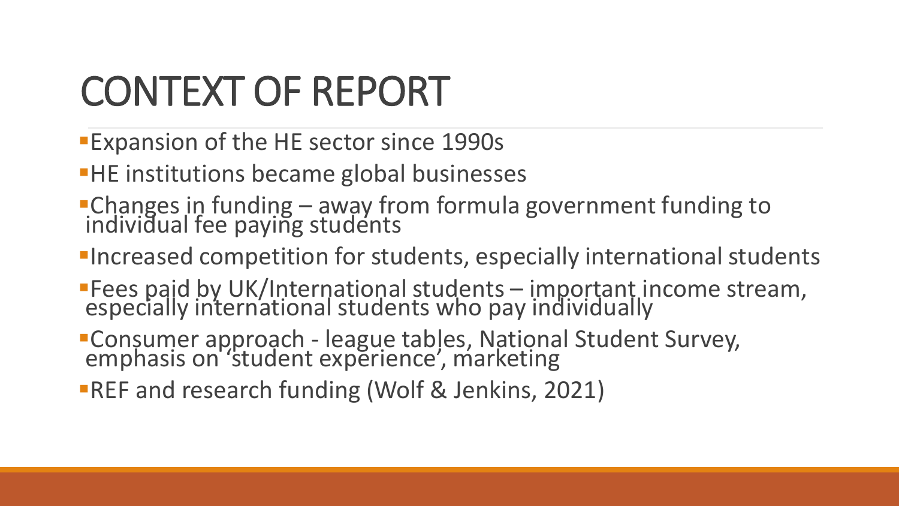# CONTEXT OF REPORT

- Expansion of the HE sector since 1990s
- HE institutions became global businesses
- Changes in funding – away from formula government funding to individual fee paying students
- Increased competition for students, especially international students
- Fees paid by UK/International students – important income stream, especially international students who pay individually
- Consumer approach - league tables, National Student Survey, emphasis on 'student experience', marketing
- REF and research funding (Wolf & Jenkins, 2021)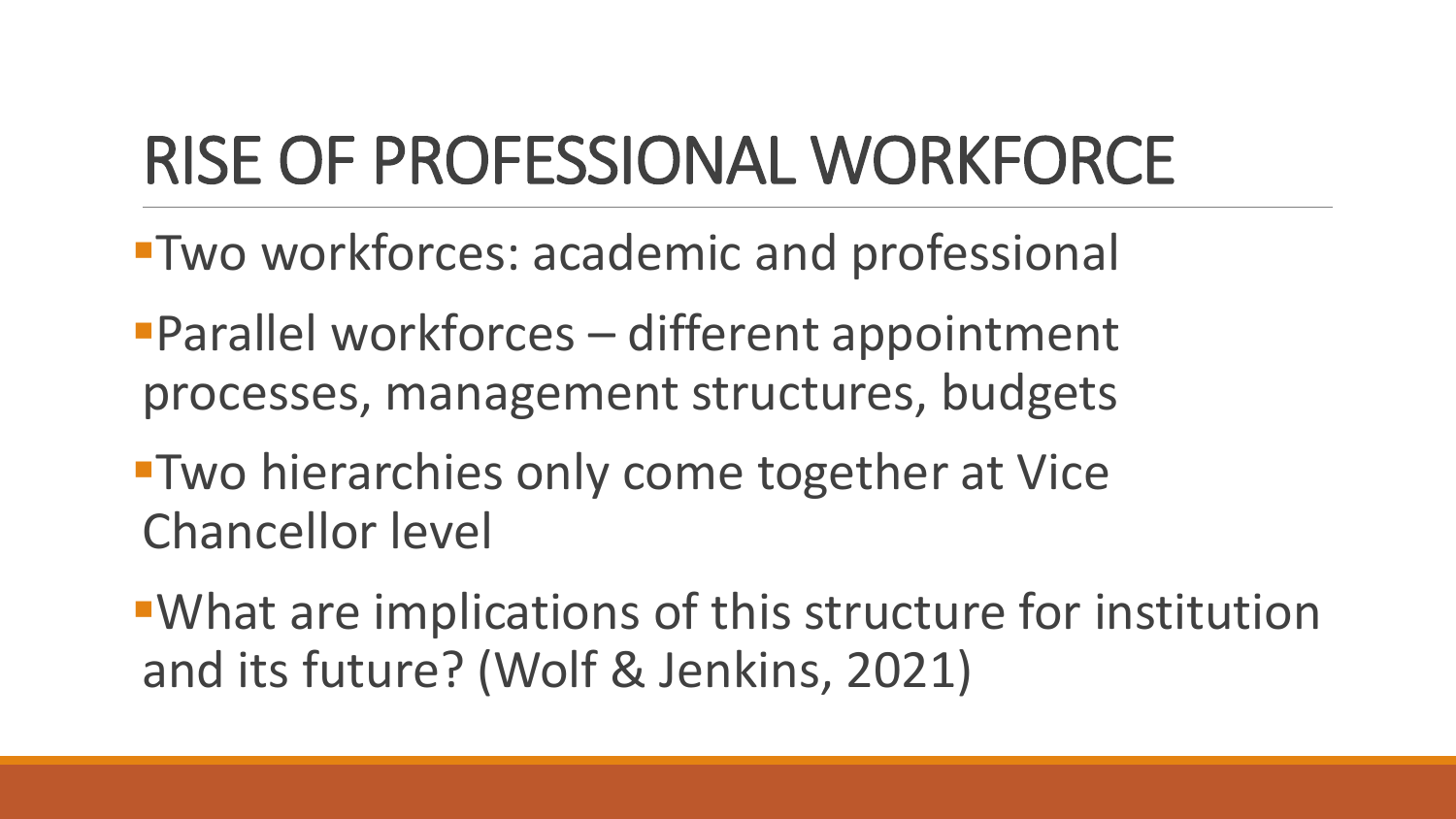# RISE OF PROFESSIONAL WORKFORCE

- Two workforces: academic and professional
- Parallel workforces – different appointment processes, management structures, budgets
- Two hierarchies only come together at Vice Chancellor level
- What are implications of this structure for institution and its future? (Wolf & Jenkins, 2021)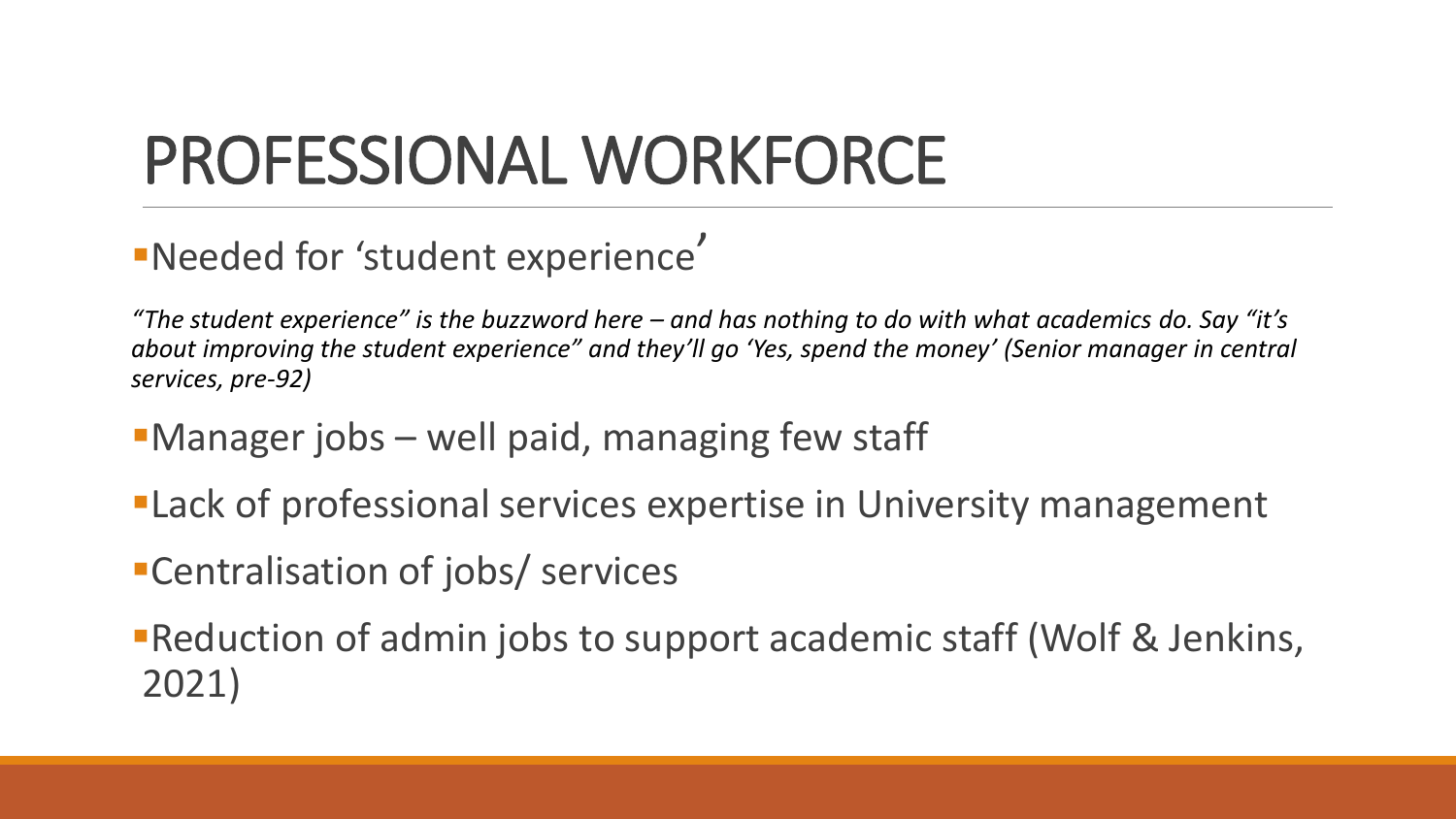# PROFESSIONAL WORKFORCE

- Needed for 'student experience'

*"The student experience" is the buzzword here – and has nothing to do with what academics do. Say "it's about improving the student experience" and they'll go 'Yes, spend the money' (Senior manager in central services, pre-92)*

- Manager jobs – well paid, managing few staff
- Lack of professional services expertise in University management
- Centralisation of jobs/ services
- Reduction of admin jobs to support academic staff (Wolf & Jenkins, 2021)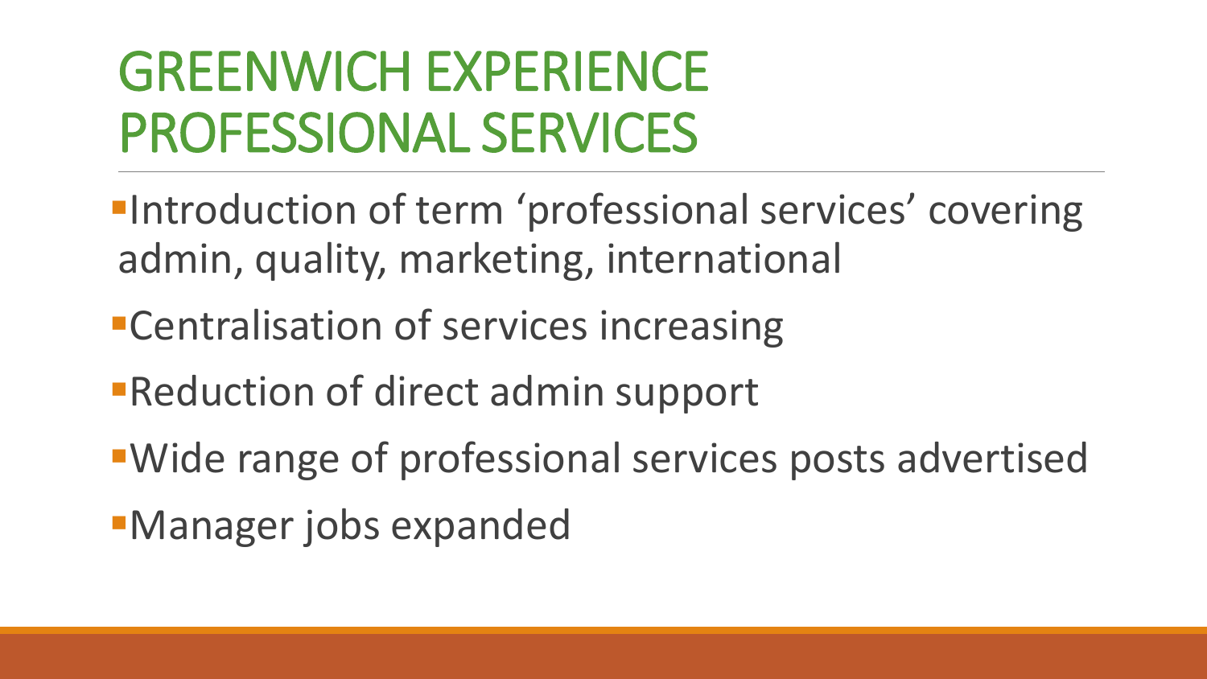# GREENWICH EXPERIENCE PROFESSIONAL SERVICES

- Introduction of term 'professional services' covering admin, quality, marketing, international
- Centralisation of services increasing
- Reduction of direct admin support
- Wide range of professional services posts advertised
- Manager jobs expanded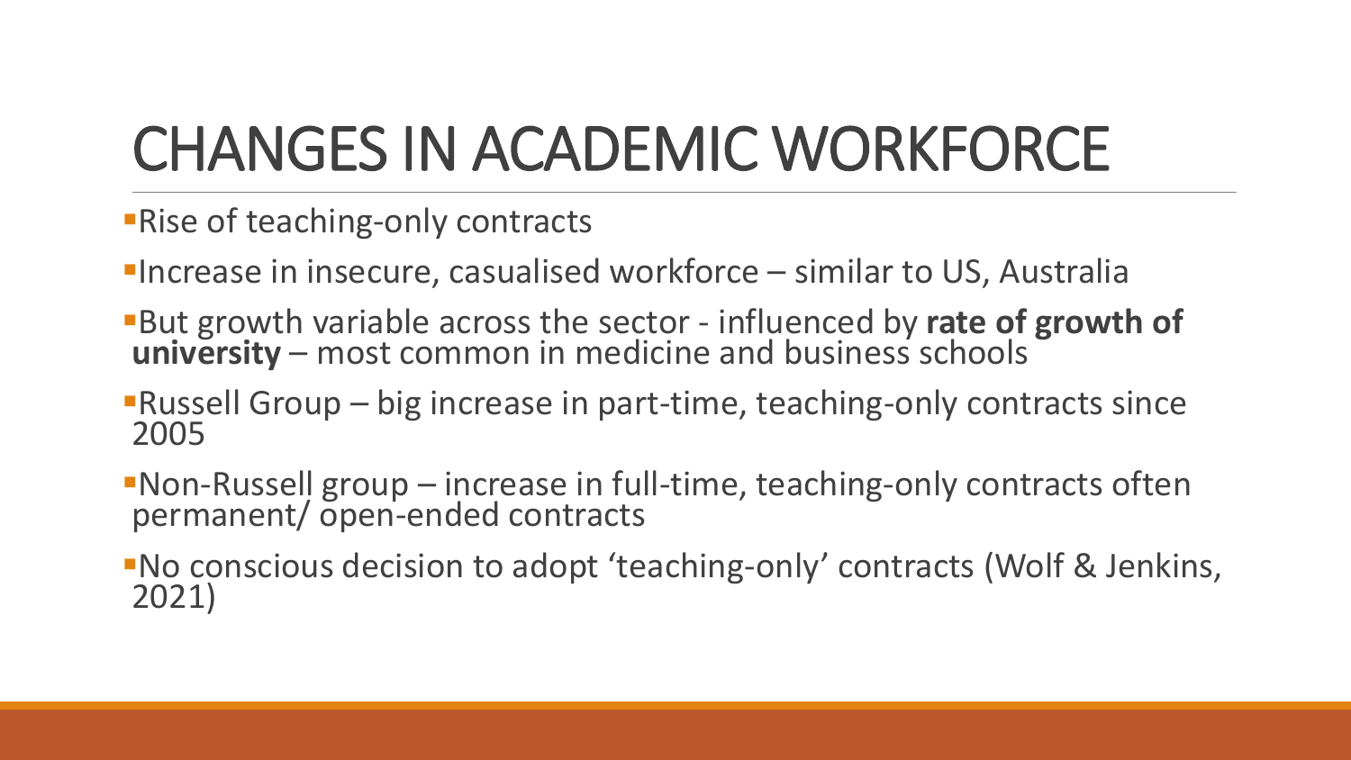# CHANGES IN ACADEMIC WORKFORCE

- Rise of teaching-only contracts
- Increase in insecure, casualised workforce – similar to US, Australia
- But growth variable across the sector - influenced by **rate of growth of university** – most common in medicine and business schools
- Russell Group – big increase in part-time, teaching-only contracts since 2005
- Non-Russell group – increase in full-time, teaching-only contracts often permanent/ open-ended contracts
- No conscious decision to adopt 'teaching-only' contracts (Wolf & Jenkins, 2021)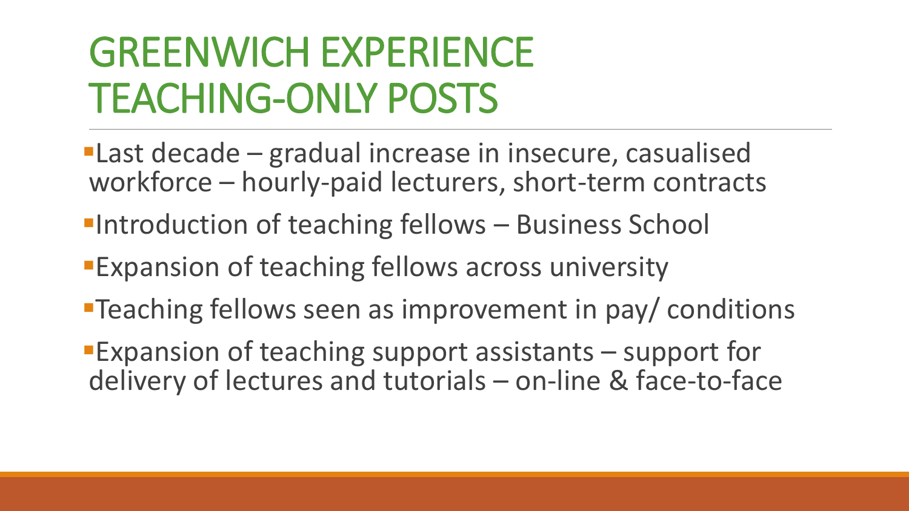# GREENWICH EXPERIENCE TEACHING-ONLY POSTS

- Last decade – gradual increase in insecure, casualised workforce – hourly-paid lecturers, short-term contracts
- Introduction of teaching fellows – Business School
- Expansion of teaching fellows across university
- Teaching fellows seen as improvement in pay/ conditions
- Expansion of teaching support assistants – support for delivery of lectures and tutorials – on-line & face-to-face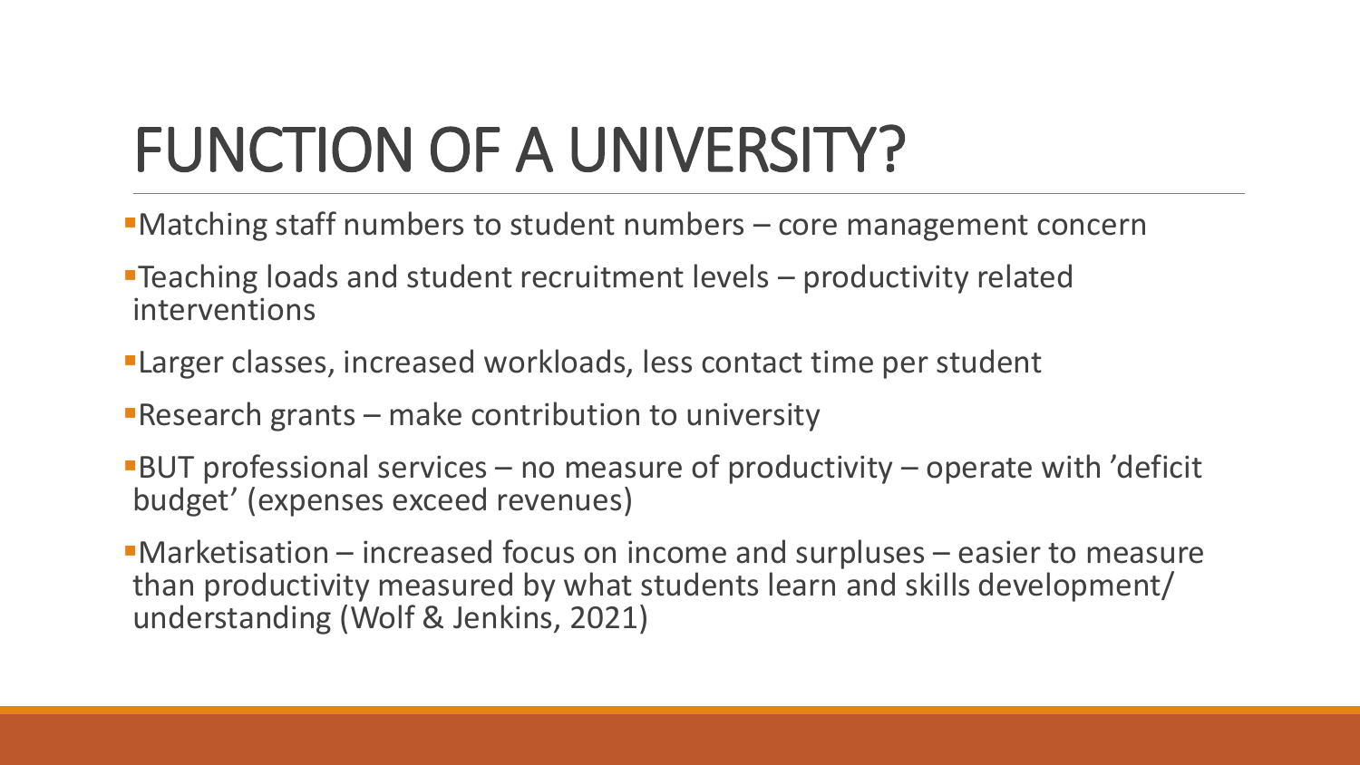# FUNCTION OF A UNIVERSITY?

- Matching staff numbers to student numbers – core management concern
- Teaching loads and student recruitment levels – productivity related interventions
- Larger classes, increased workloads, less contact time per student
- Research grants – make contribution to university
- BUT professional services – no measure of productivity – operate with 'deficit budget' (expenses exceed revenues)
- Marketisation – increased focus on income and surpluses – easier to measure than productivity measured by what students learn and skills development/ understanding (Wolf & Jenkins, 2021)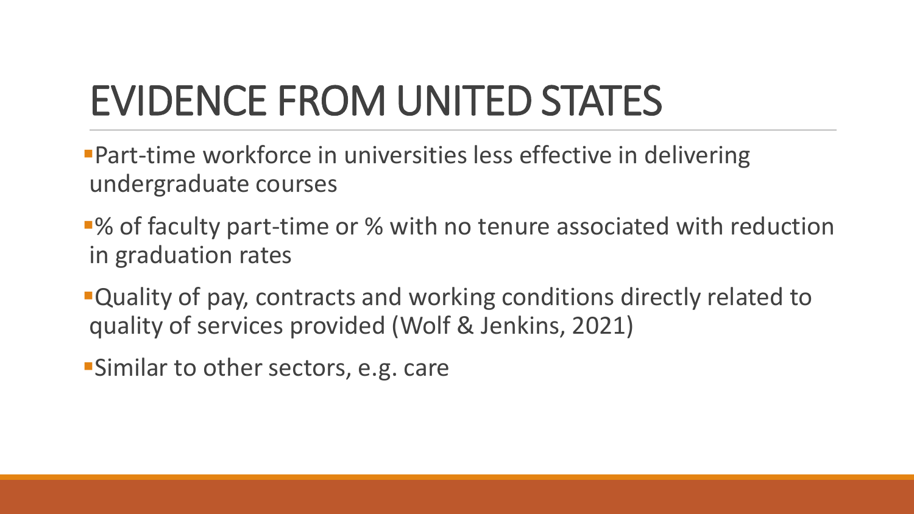# EVIDENCE FROM UNITED STATES

- Part-time workforce in universities less effective in delivering undergraduate courses
- % of faculty part-time or % with no tenure associated with reduction in graduation rates
- Quality of pay, contracts and working conditions directly related to quality of services provided (Wolf & Jenkins, 2021)
- Similar to other sectors, e.g. care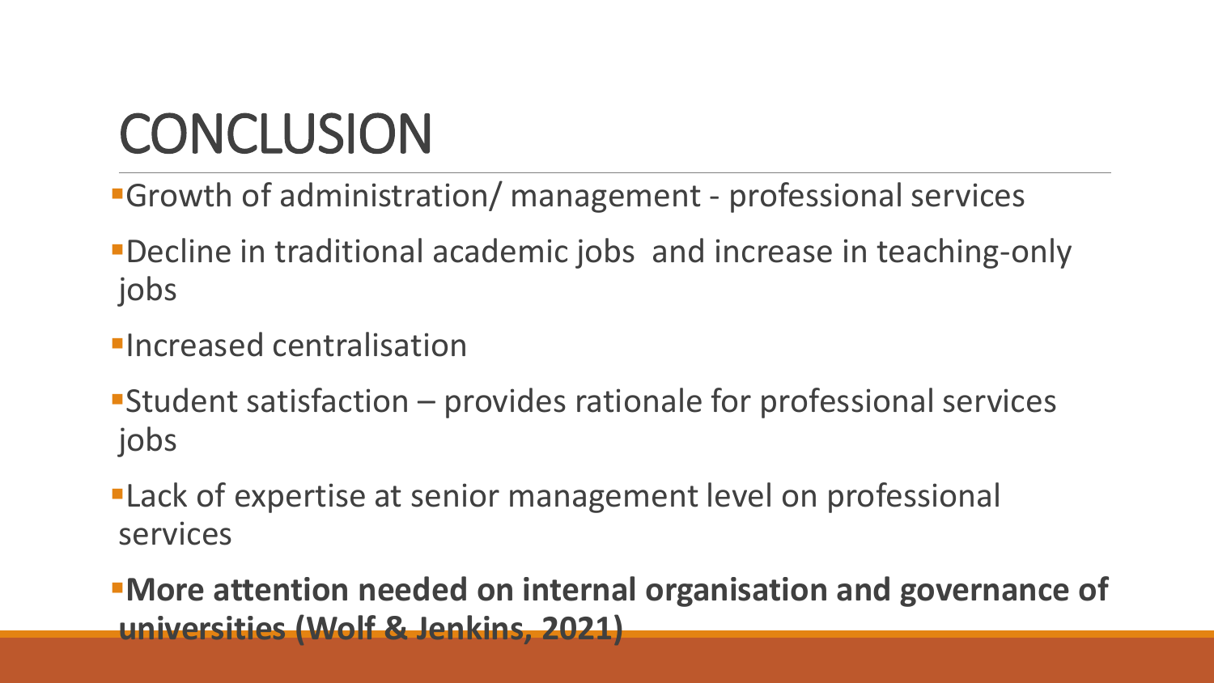# CONCLUSION

- Growth of administration/ management - professional services
- Decline in traditional academic jobs and increase in teaching-only jobs
- Increased centralisation
- Student satisfaction – provides rationale for professional services jobs
- Lack of expertise at senior management level on professional services
- **More attention needed on internal organisation and governance of universities (Wolf & Jenkins, 2021)**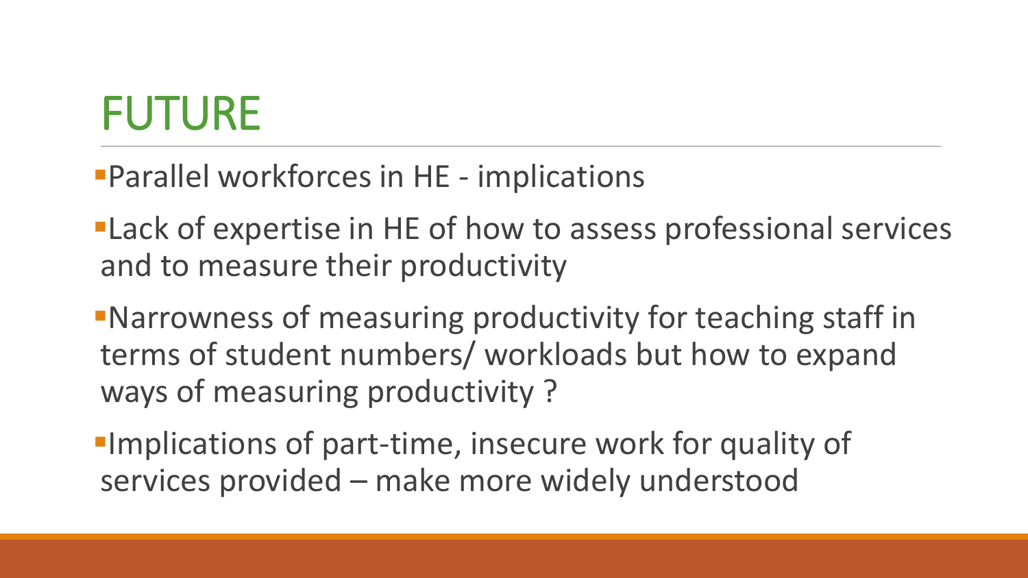# FUTURE

- Parallel workforces in HE - implications
- Lack of expertise in HE of how to assess professional services and to measure their productivity
- Narrowness of measuring productivity for teaching staff in terms of student numbers/ workloads but how to expand ways of measuring productivity ?
- Implications of part-time, insecure work for quality of services provided – make more widely understood